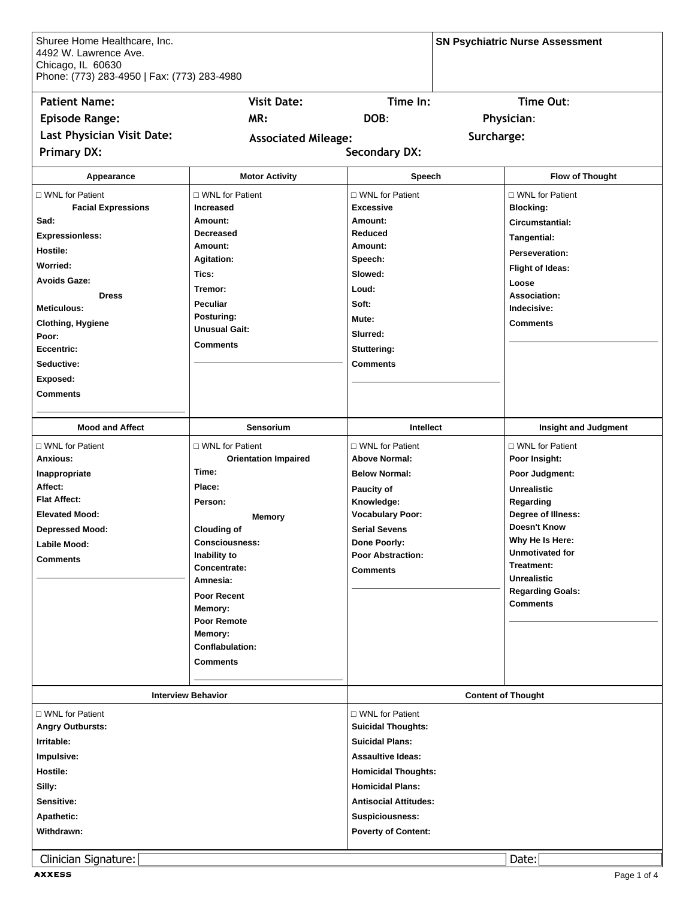Shuree Home Healthcare, Inc.
4492 W. Lawrence Ave.
Chicago, IL 60630
Phone: (773) 283-4950 | Fax: (773) 283-4980

**SN Psychiatric Nurse Assessment**

**Patient Name:** **Visit Date:** **Time In:** **Time Out:**
**Episode Range:** **MR:** **DOB:** **Physician:**
**Last Physician Visit Date:** **Associated Mileage:** **Surcharge:**
**Primary DX:** **Secondary DX:**

| Appearance | Motor Activity | Speech | Flow of Thought |
|---|---|---|---|
| □ WNL for Patient<br>**Facial Expressions**<br>**Sad:**<br>**Expressionless:**<br>**Hostile:**<br>**Worried:**<br>**Avoids Gaze:**<br>**Dress**<br>**Meticulous:**<br>**Clothing, Hygiene Poor:**<br>**Eccentric:**<br>**Seductive:**<br>**Exposed:**<br>**Comments** | □ WNL for Patient<br>**Increased Amount:**<br>**Decreased Amount:**<br>**Agitation:**<br>**Tics:**<br>**Tremor:**<br>**Peculiar Posturing:**<br>**Unusual Gait:**<br>**Comments** | □ WNL for Patient<br>**Excessive Amount:**<br>**Reduced Amount:**<br>**Speech:**<br>**Slowed:**<br>**Loud:**<br>**Soft:**<br>**Mute:**<br>**Slurred:**<br>**Stuttering:**<br>**Comments** | □ WNL for Patient<br>**Blocking:**<br>**Circumstantial:**<br>**Tangential:**<br>**Perseveration:**<br>**Flight of Ideas:**<br>**Loose Association:**<br>**Indecisive:**<br>**Comments** |

| Mood and Affect | Sensorium | Intellect | Insight and Judgment |
|---|---|---|---|
| □ WNL for Patient<br>**Anxious:**<br>**Inappropriate Affect:**<br>**Flat Affect:**<br>**Elevated Mood:**<br>**Depressed Mood:**<br>**Labile Mood:**<br>**Comments** | □ WNL for Patient<br>**Orientation Impaired**<br>**Time:**<br>**Place:**<br>**Person:**<br>**Memory**<br>**Clouding of Consciousness:**<br>**Inability to Concentrate:**<br>**Amnesia:**<br>**Poor Recent Memory:**<br>**Poor Remote Memory:**<br>**Conflabulation:**<br>**Comments** | □ WNL for Patient<br>**Above Normal:**<br>**Below Normal:**<br>**Paucity of Knowledge:**<br>**Vocabulary Poor:**<br>**Serial Sevens Done Poorly:**<br>**Poor Abstraction:**<br>**Comments** | □ WNL for Patient<br>**Poor Insight:**<br>**Poor Judgment:**<br>**Unrealistic Regarding Degree of Illness:**<br>**Doesn't Know Why He Is Here:**<br>**Unmotivated for Treatment:**<br>**Unrealistic Regarding Goals:**<br>**Comments** |

| Interview Behavior | Content of Thought |
|---|---|
| □ WNL for Patient<br>**Angry Outbursts:**<br>**Irritable:**<br>**Impulsive:**<br>**Hostile:**<br>**Silly:**<br>**Sensitive:**<br>**Apathetic:**<br>**Withdrawn:** | □ WNL for Patient<br>**Suicidal Thoughts:**<br>**Suicidal Plans:**<br>**Assaultive Ideas:**<br>**Homicidal Thoughts:**<br>**Homicidal Plans:**<br>**Antisocial Attitudes:**<br>**Suspiciousness:**<br>**Poverty of Content:** |

Clinician Signature: Date: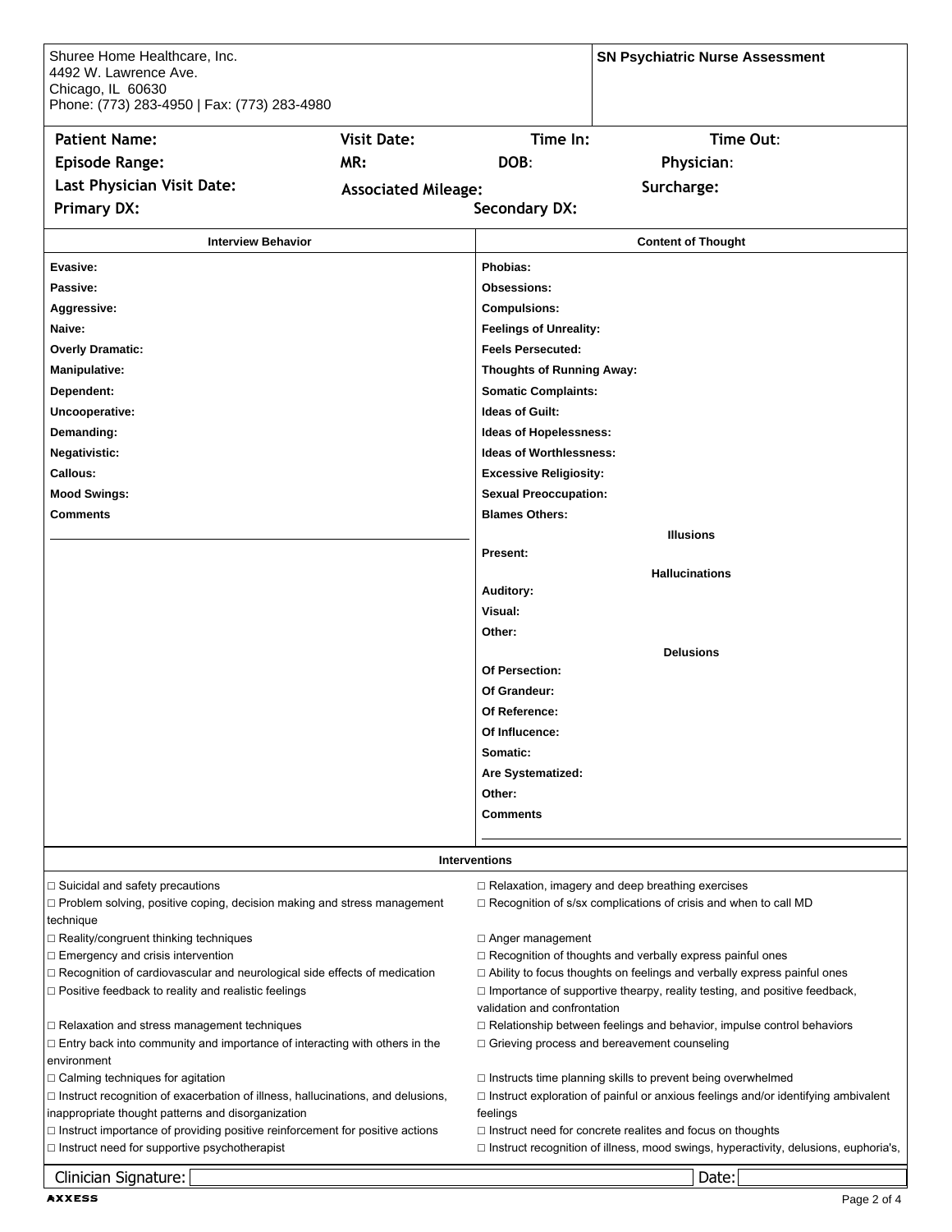Shuree Home Healthcare, Inc.
4492 W. Lawrence Ave.
Chicago, IL 60630
Phone: (773) 283-4950 | Fax: (773) 283-4980

**SN Psychiatric Nurse Assessment**

| | | | |
|---|---|---|---|
| **Patient Name:** | **Visit Date:** | **Time In:** | **Time Out:** |
| **Episode Range:** | **MR:** | **DOB:** | **Physician:** |
| **Last Physician Visit Date:** | **Associated Mileage:** | | **Surcharge:** |
| **Primary DX:** | | **Secondary DX:** | |

| Interview Behavior | Content of Thought |
|---|---|
| **Evasive:** | **Phobias:** |
| **Passive:** | **Obsessions:** |
| **Aggressive:** | **Compulsions:** |
| **Naive:** | **Feelings of Unreality:** |
| **Overly Dramatic:** | **Feels Persecuted:** |
| **Manipulative:** | **Thoughts of Running Away:** |
| **Dependent:** | **Somatic Complaints:** |
| **Uncooperative:** | **Ideas of Guilt:** |
| **Demanding:** | **Ideas of Hopelessness:** |
| **Negativistic:** | **Ideas of Worthlessness:** |
| **Callous:** | **Excessive Religiosity:** |
| **Mood Swings:** | **Sexual Preoccupation:** |
| **Comments** | **Blames Others:** |

**Illusions**

**Present:**

**Hallucinations**

**Auditory:**
**Visual:**
**Other:**

**Delusions**

**Of Persection:**
**Of Grandeur:**
**Of Reference:**
**Of Influcence:**
**Somatic:**
**Are Systematized:**
**Other:**
**Comments**

### Interventions

- □ Suicidal and safety precautions
- □ Problem solving, positive coping, decision making and stress management technique
- □ Reality/congruent thinking techniques
- □ Emergency and crisis intervention
- □ Recognition of cardiovascular and neurological side effects of medication
- □ Positive feedback to reality and realistic feelings
- □ Relaxation and stress management techniques
- □ Entry back into community and importance of interacting with others in the environment
- □ Calming techniques for agitation
- □ Instruct recognition of exacerbation of illness, hallucinations, and delusions, inappropriate thought patterns and disorganization
- □ Instruct importance of providing positive reinforcement for positive actions
- □ Instruct need for supportive psychotherapist
- □ Relaxation, imagery and deep breathing exercises
- □ Recognition of s/sx complications of crisis and when to call MD
- □ Anger management
- □ Recognition of thoughts and verbally express painful ones
- □ Ability to focus thoughts on feelings and verbally express painful ones
- □ Importance of supportive thearpy, reality testing, and positive feedback, validation and confrontation
- □ Relationship between feelings and behavior, impulse control behaviors
- □ Grieving process and bereavement counseling
- □ Instructs time planning skills to prevent being overwhelmed
- □ Instruct exploration of painful or anxious feelings and/or identifying ambivalent feelings
- □ Instruct need for concrete realites and focus on thoughts
- □ Instruct recognition of illness, mood swings, hyperactivity, delusions, euphoria's,

Clinician Signature: Date: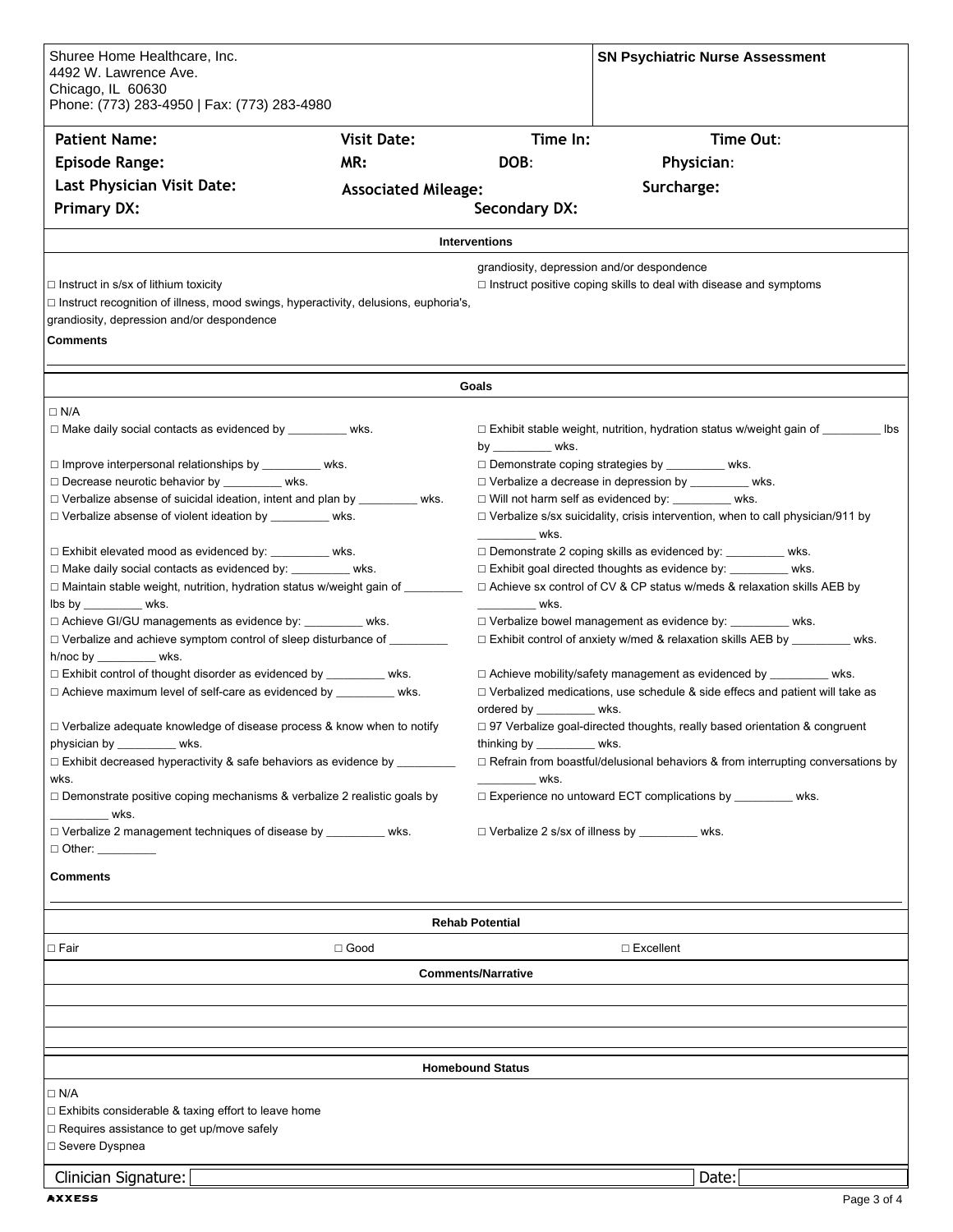Shuree Home Healthcare, Inc.
4492 W. Lawrence Ave.
Chicago, IL 60630
Phone: (773) 283-4950 | Fax: (773) 283-4980

**SN Psychiatric Nurse Assessment**

| | | | |
|---|---|---|---|
| **Patient Name:** | **Visit Date:** | **Time In:** | **Time Out:** |
| **Episode Range:** | **MR:** | **DOB:** | **Physician:** |
| **Last Physician Visit Date:** | **Associated Mileage:** | | **Surcharge:** |
| **Primary DX:** | | **Secondary DX:** | |

## Interventions

□ Instruct in s/sx of lithium toxicity

□ Instruct recognition of illness, mood swings, hyperactivity, delusions, euphoria's, grandiosity, depression and/or despondence

grandiosity, depression and/or despondence

□ Instruct positive coping skills to deal with disease and symptoms

**Comments**

## Goals

□ N/A

□ Make daily social contacts as evidenced by _________ wks.

□ Improve interpersonal relationships by _________ wks.

□ Decrease neurotic behavior by _________ wks.

□ Verbalize absense of suicidal ideation, intent and plan by _________ wks.

□ Verbalize absense of violent ideation by _________ wks.

□ Exhibit elevated mood as evidenced by: _________ wks.

□ Make daily social contacts as evidenced by: _________ wks.

□ Maintain stable weight, nutrition, hydration status w/weight gain of _________ lbs by _________ wks.

□ Achieve GI/GU managements as evidence by: _________ wks.

□ Verbalize and achieve symptom control of sleep disturbance of _________ h/noc by _________ wks.

□ Exhibit control of thought disorder as evidenced by _________ wks.

□ Achieve maximum level of self-care as evidenced by _________ wks.

□ Verbalize adequate knowledge of disease process & know when to notify physician by _________ wks.

□ Exhibit decreased hyperactivity & safe behaviors as evidence by _________ wks.

□ Demonstrate positive coping mechanisms & verbalize 2 realistic goals by _________ wks.

□ Verbalize 2 management techniques of disease by _________ wks.

□ Other: _________

□ Exhibit stable weight, nutrition, hydration status w/weight gain of _________ lbs by _________ wks.

□ Demonstrate coping strategies by _________ wks.

□ Verbalize a decrease in depression by _________ wks.

□ Will not harm self as evidenced by: _________ wks.

□ Verbalize s/sx suicidality, crisis intervention, when to call physician/911 by _________ wks.

□ Demonstrate 2 coping skills as evidenced by: _________ wks.

□ Exhibit goal directed thoughts as evidence by: _________ wks.

□ Achieve sx control of CV & CP status w/meds & relaxation skills AEB by _________ wks.

□ Verbalize bowel management as evidence by: _________ wks.

□ Exhibit control of anxiety w/med & relaxation skills AEB by _________ wks.

□ Achieve mobility/safety management as evidenced by _________ wks.

□ Verbalized medications, use schedule & side effecs and patient will take as ordered by _________ wks.

□ 97 Verbalize goal-directed thoughts, really based orientation & congruent thinking by _________ wks.

□ Refrain from boastful/delusional behaviors & from interrupting conversations by _________ wks.

□ Experience no untoward ECT complications by _________ wks.

□ Verbalize 2 s/sx of illness by _________ wks.

**Comments**

## Rehab Potential

□ Fair □ Good □ Excellent

## Comments/Narrative

## Homebound Status

□ N/A

□ Exhibits considerable & taxing effort to leave home

□ Requires assistance to get up/move safely

□ Severe Dyspnea

Clinician Signature: __________ Date: __________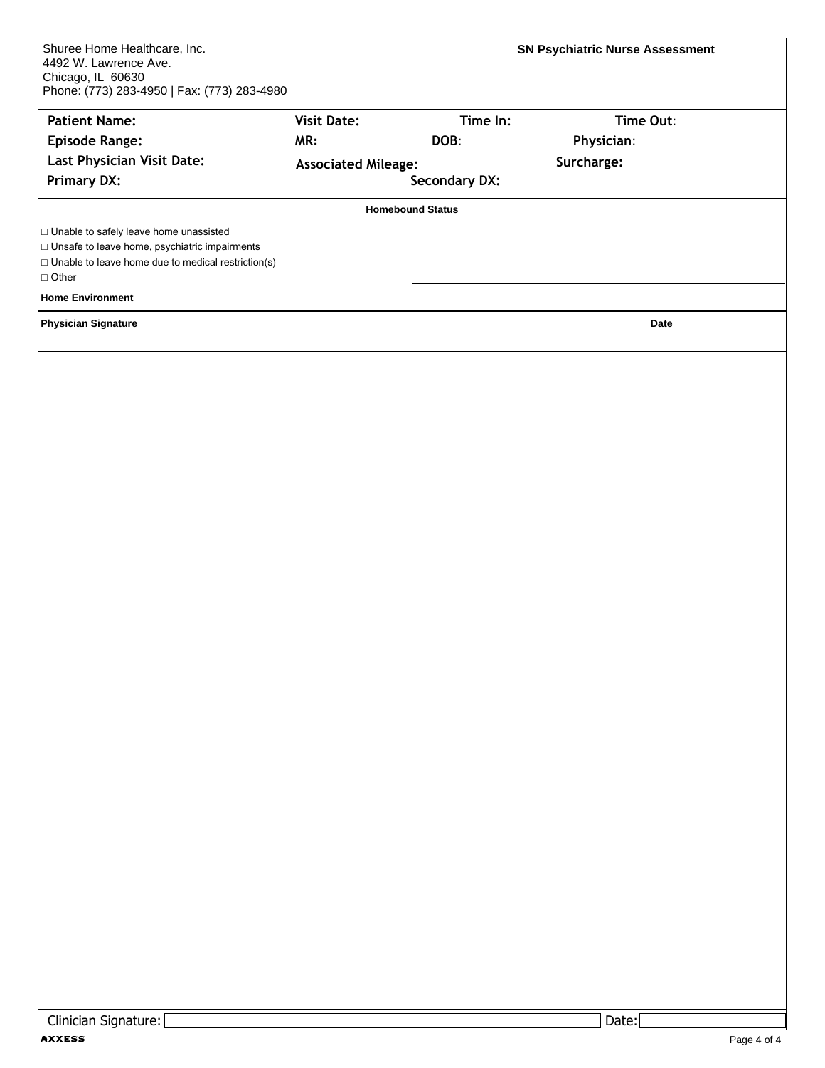Shuree Home Healthcare, Inc.
4492 W. Lawrence Ave.
Chicago, IL 60630
Phone: (773) 283-4950 | Fax: (773) 283-4980

**SN Psychiatric Nurse Assessment**

**Patient Name:** **Visit Date:** **Time In:** **Time Out:**
**Episode Range:** **MR:** **DOB:** **Physician:**
**Last Physician Visit Date:** **Associated Mileage:** **Surcharge:**
**Primary DX:** **Secondary DX:**

**Homebound Status**

- □ Unable to safely leave home unassisted
- □ Unsafe to leave home, psychiatric impairments
- □ Unable to leave home due to medical restriction(s)
- □ Other ______________________

**Home Environment**

**Physician Signature** ______________________ **Date** __________

Clinician Signature: ______________________ Date: __________